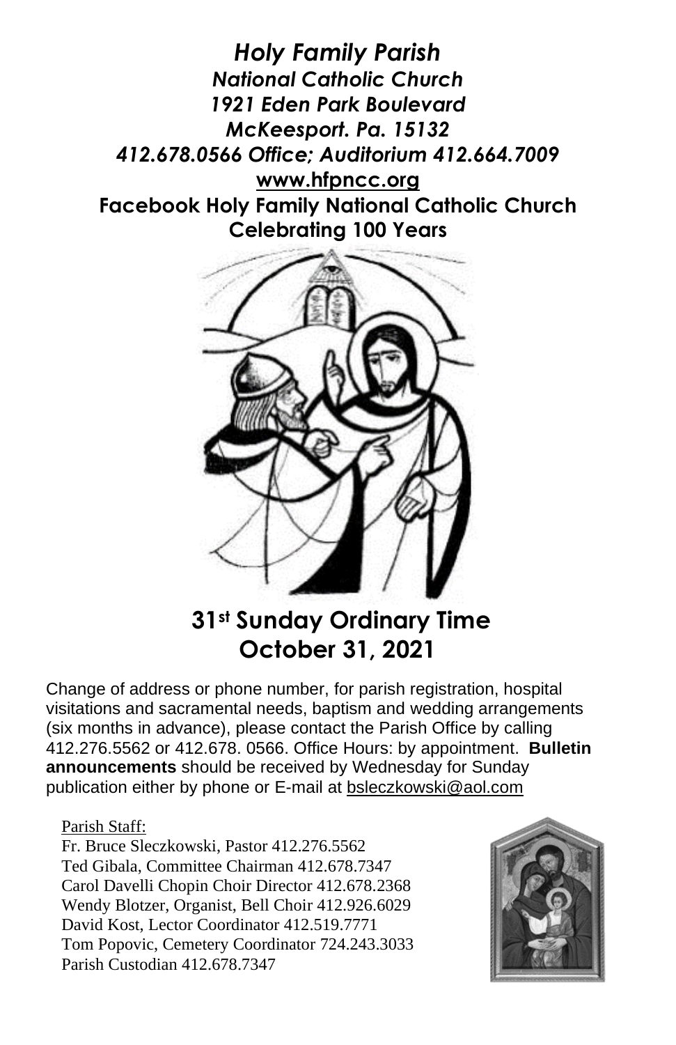# *Holy Family Parish*

***National Catholic Church***
***1921 Eden Park Boulevard***
***McKeesport. Pa. 15132***
***412.678.0566 Office; Auditorium 412.664.7009***
**www.hfpncc.org**
**Facebook Holy Family National Catholic Church**
**Celebrating 100 Years**

## 31st Sunday Ordinary Time
## October 31, 2021

Change of address or phone number, for parish registration, hospital visitations and sacramental needs, baptism and wedding arrangements (six months in advance), please contact the Parish Office by calling 412.276.5562 or 412.678. 0566. Office Hours: by appointment. **Bulletin announcements** should be received by Wednesday for Sunday publication either by phone or E-mail at bsleczkowski@aol.com

Parish Staff:

Fr. Bruce Sleczkowski, Pastor 412.276.5562
Ted Gibala, Committee Chairman 412.678.7347
Carol Davelli Chopin Choir Director 412.678.2368
Wendy Blotzer, Organist, Bell Choir 412.926.6029
David Kost, Lector Coordinator 412.519.7771
Tom Popovic, Cemetery Coordinator 724.243.3033
Parish Custodian 412.678.7347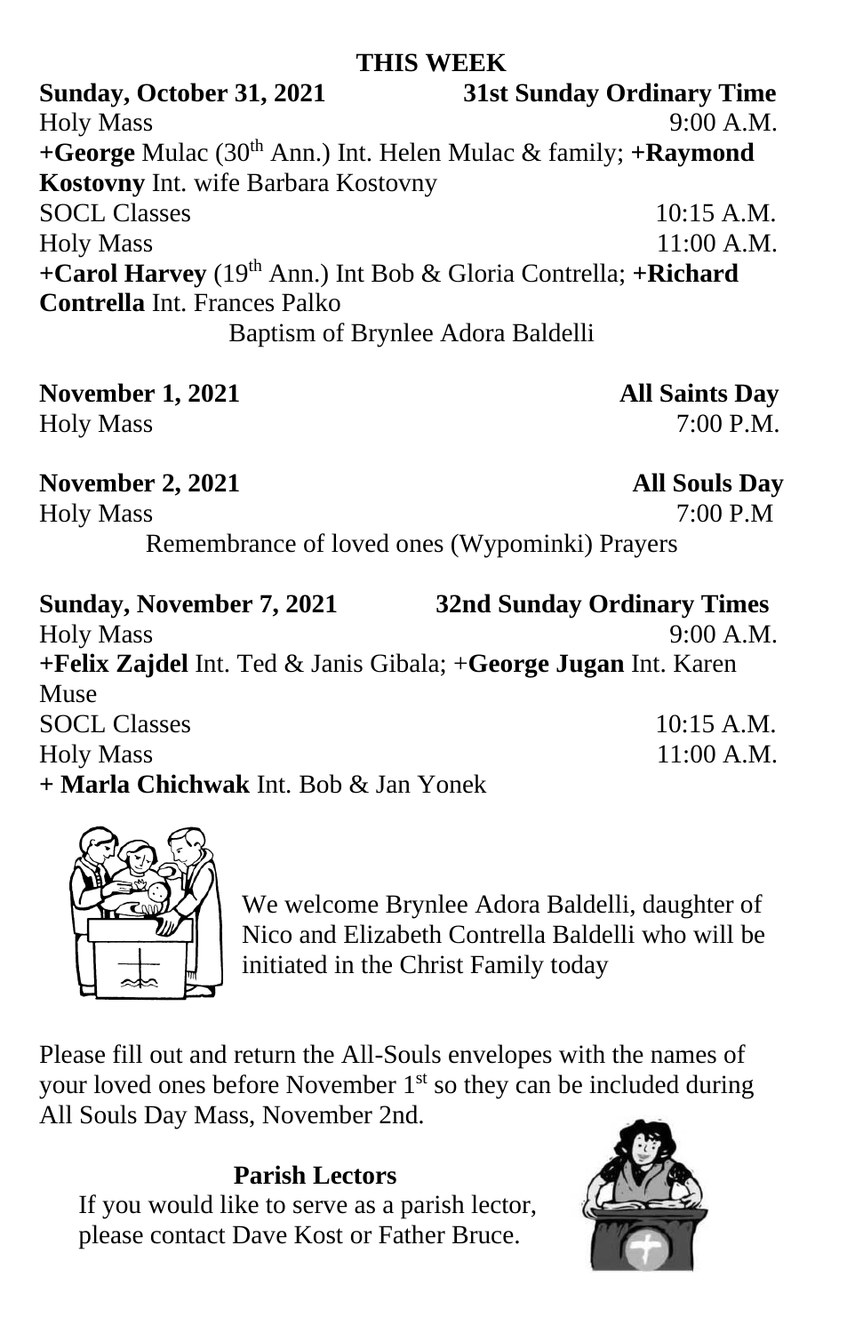## THIS WEEK

**Sunday, October 31, 2021** **31st Sunday Ordinary Time**

Holy Mass 9:00 A.M.

**+George** Mulac (30th Ann.) Int. Helen Mulac & family; **+Raymond Kostovny** Int. wife Barbara Kostovny

SOCL Classes 10:15 A.M.

Holy Mass 11:00 A.M.

**+Carol Harvey** (19th Ann.) Int Bob & Gloria Contrella; **+Richard Contrella** Int. Frances Palko

Baptism of Brynlee Adora Baldelli

**November 1, 2021** **All Saints Day**

Holy Mass 7:00 P.M.

**November 2, 2021** **All Souls Day**

Holy Mass 7:00 P.M

Remembrance of loved ones (Wypominki) Prayers

**Sunday, November 7, 2021** **32nd Sunday Ordinary Times**

Holy Mass 9:00 A.M.

**+Felix Zajdel** Int. Ted & Janis Gibala; +**George Jugan** Int. Karen Muse

SOCL Classes 10:15 A.M.

Holy Mass 11:00 A.M.

**+ Marla Chichwak** Int. Bob & Jan Yonek

We welcome Brynlee Adora Baldelli, daughter of Nico and Elizabeth Contrella Baldelli who will be initiated in the Christ Family today

Please fill out and return the All-Souls envelopes with the names of your loved ones before November 1st so they can be included during All Souls Day Mass, November 2nd.

### Parish Lectors

If you would like to serve as a parish lector, please contact Dave Kost or Father Bruce.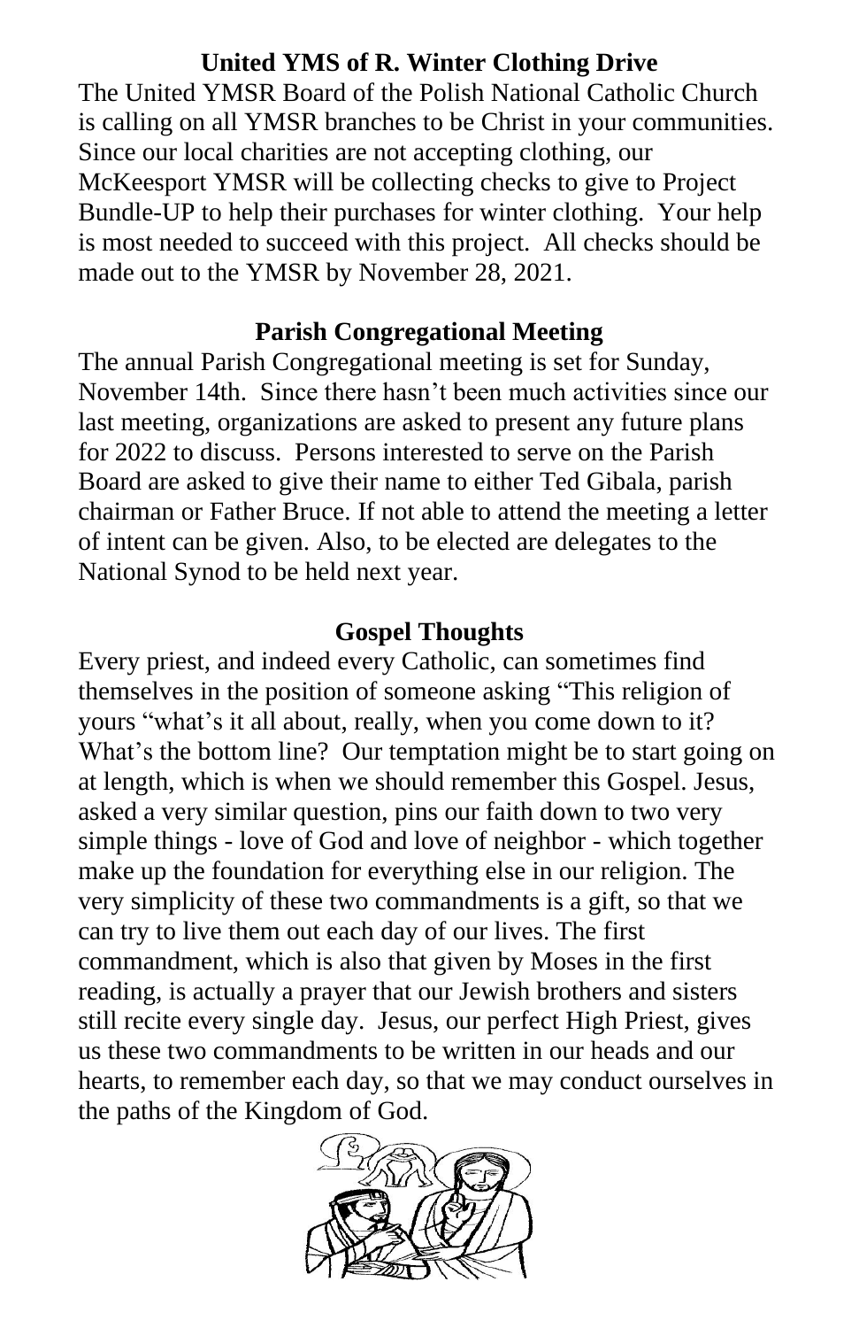## United YMS of R. Winter Clothing Drive

The United YMSR Board of the Polish National Catholic Church is calling on all YMSR branches to be Christ in your communities. Since our local charities are not accepting clothing, our McKeesport YMSR will be collecting checks to give to Project Bundle-UP to help their purchases for winter clothing. Your help is most needed to succeed with this project. All checks should be made out to the YMSR by November 28, 2021.

## Parish Congregational Meeting

The annual Parish Congregational meeting is set for Sunday, November 14th. Since there hasn't been much activities since our last meeting, organizations are asked to present any future plans for 2022 to discuss. Persons interested to serve on the Parish Board are asked to give their name to either Ted Gibala, parish chairman or Father Bruce. If not able to attend the meeting a letter of intent can be given. Also, to be elected are delegates to the National Synod to be held next year.

## Gospel Thoughts

Every priest, and indeed every Catholic, can sometimes find themselves in the position of someone asking "This religion of yours "what's it all about, really, when you come down to it? What's the bottom line? Our temptation might be to start going on at length, which is when we should remember this Gospel. Jesus, asked a very similar question, pins our faith down to two very simple things - love of God and love of neighbor - which together make up the foundation for everything else in our religion. The very simplicity of these two commandments is a gift, so that we can try to live them out each day of our lives. The first commandment, which is also that given by Moses in the first reading, is actually a prayer that our Jewish brothers and sisters still recite every single day. Jesus, our perfect High Priest, gives us these two commandments to be written in our heads and our hearts, to remember each day, so that we may conduct ourselves in the paths of the Kingdom of God.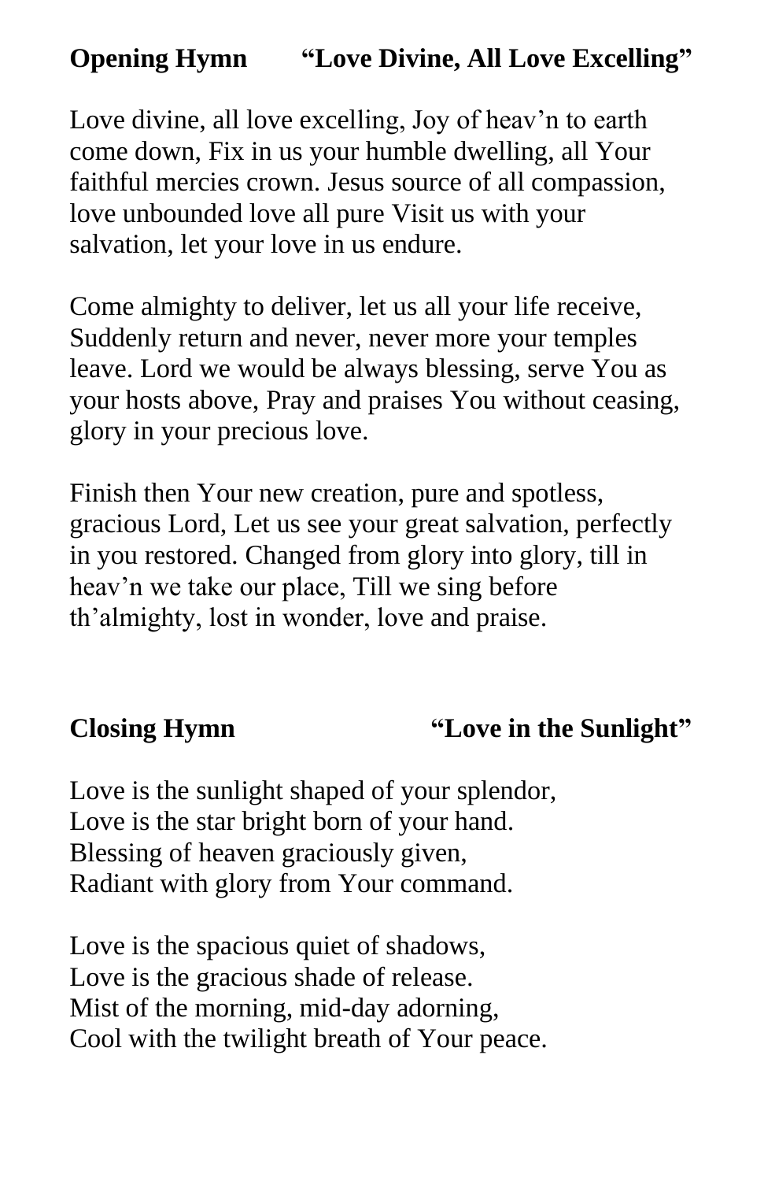**Opening Hymn "Love Divine, All Love Excelling"**

Love divine, all love excelling, Joy of heav'n to earth come down, Fix in us your humble dwelling, all Your faithful mercies crown. Jesus source of all compassion, love unbounded love all pure Visit us with your salvation, let your love in us endure.

Come almighty to deliver, let us all your life receive, Suddenly return and never, never more your temples leave. Lord we would be always blessing, serve You as your hosts above, Pray and praises You without ceasing, glory in your precious love.

Finish then Your new creation, pure and spotless, gracious Lord, Let us see your great salvation, perfectly in you restored. Changed from glory into glory, till in heav'n we take our place, Till we sing before th'almighty, lost in wonder, love and praise.

**Closing Hymn "Love in the Sunlight"**

Love is the sunlight shaped of your splendor,
Love is the star bright born of your hand.
Blessing of heaven graciously given,
Radiant with glory from Your command.

Love is the spacious quiet of shadows,
Love is the gracious shade of release.
Mist of the morning, mid-day adorning,
Cool with the twilight breath of Your peace.